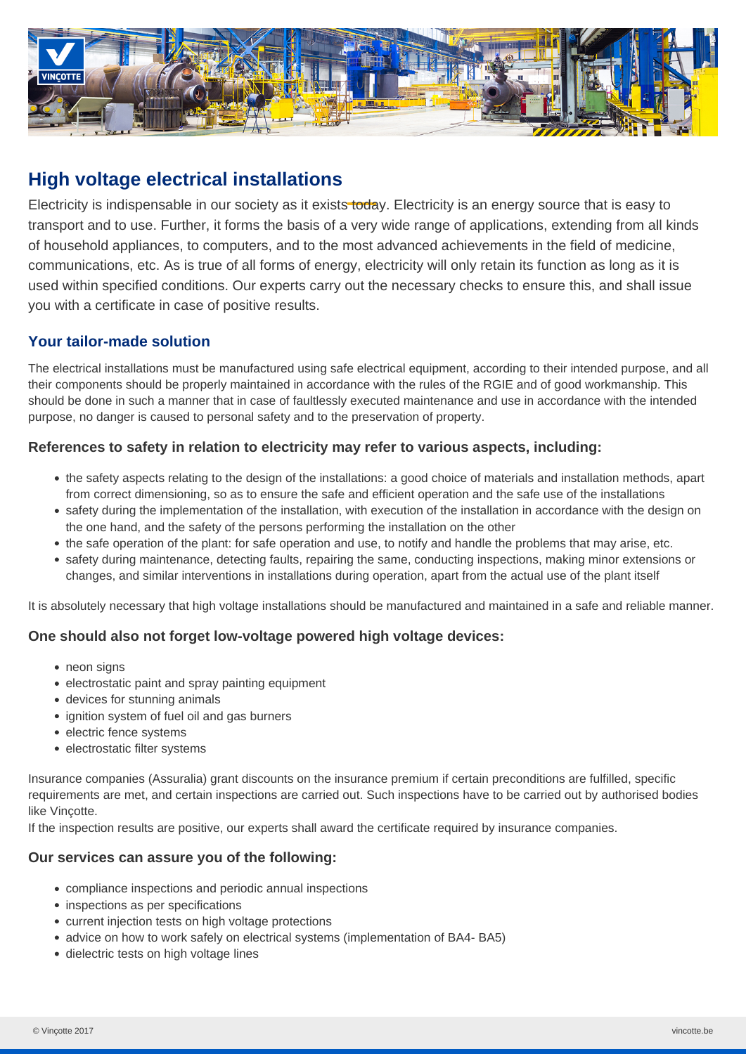# High voltage electrical installations

Electricity is indispensable in our society as it exists today. Electricity is an energy source that is easy to transport and to use. Further, it forms the basis of a very wide range of applications, extending from all kinds of household appliances, to computers, and to the most advanced achievements in the field of medicine, communications, etc. As is true of all forms of energy, electricity will only retain its function as long as it is used within specified conditions. Our experts carry out the necessary checks to ensure this, and shall issue you with a certificate in case of positive results.

## Your tailor-made solution

The electrical installations must be manufactured using safe electrical equipment, according to their intended purpose, and all their components should be properly maintained in accordance with the rules of the RGIE and of good workmanship. This should be done in such a manner that in case of faultlessly executed maintenance and use in accordance with the intended purpose, no danger is caused to personal safety and to the preservation of property.

### References to safety in relation to electricity may refer to various aspects, including:

- the safety aspects relating to the design of the installations: a good choice of materials and installation methods, apart from correct dimensioning, so as to ensure the safe and efficient operation and the safe use of the installations
- safety during the implementation of the installation, with execution of the installation in accordance with the design on the one hand, and the safety of the persons performing the installation on the other
- the safe operation of the plant: for safe operation and use, to notify and handle the problems that may arise, etc.
- safety during maintenance, detecting faults, repairing the same, conducting inspections, making minor extensions or changes, and similar interventions in installations during operation, apart from the actual use of the plant itself

It is absolutely necessary that high voltage installations should be manufactured and maintained in a safe and reliable manner.

### One should also not forget low-voltage powered high voltage devices:

- neon signs
- electrostatic paint and spray painting equipment
- devices for stunning animals
- ignition system of fuel oil and gas burners
- electric fence systems
- electrostatic filter systems

Insurance companies (Assuralia) grant discounts on the insurance premium if certain preconditions are fulfilled, specific requirements are met, and certain inspections are carried out. Such inspections have to be carried out by authorised bodies like Vinçotte.
If the inspection results are positive, our experts shall award the certificate required by insurance companies.

### Our services can assure you of the following:

- compliance inspections and periodic annual inspections
- inspections as per specifications
- current injection tests on high voltage protections
- advice on how to work safely on electrical systems (implementation of BA4- BA5)
- dielectric tests on high voltage lines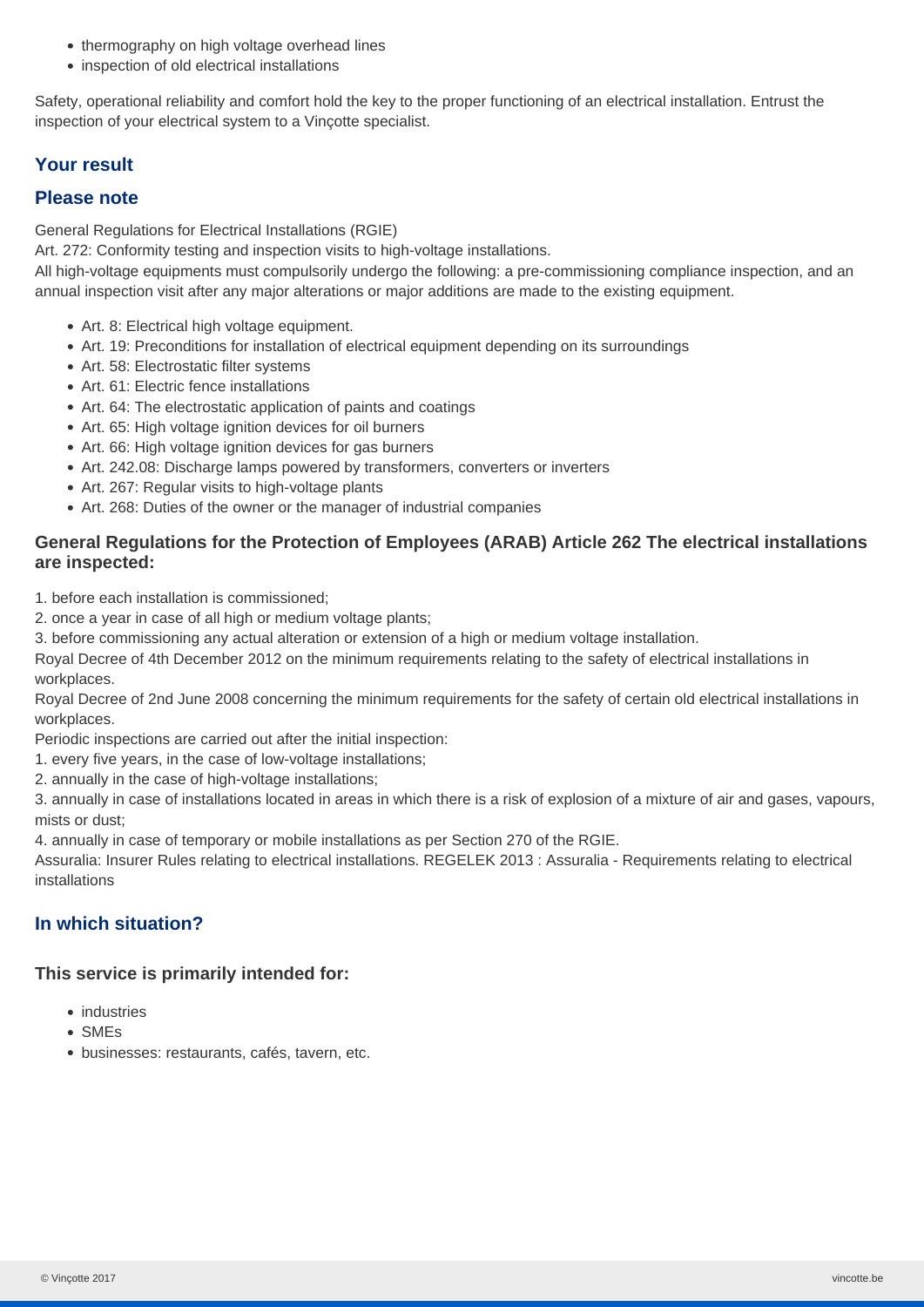- thermography on high voltage overhead lines
- inspection of old electrical installations

Safety, operational reliability and comfort hold the key to the proper functioning of an electrical installation. Entrust the inspection of your electrical system to a Vinçotte specialist.

## Your result

## Please note

General Regulations for Electrical Installations (RGIE)
Art. 272: Conformity testing and inspection visits to high-voltage installations.
All high-voltage equipments must compulsorily undergo the following: a pre-commissioning compliance inspection, and an annual inspection visit after any major alterations or major additions are made to the existing equipment.

- Art. 8: Electrical high voltage equipment.
- Art. 19: Preconditions for installation of electrical equipment depending on its surroundings
- Art. 58: Electrostatic filter systems
- Art. 61: Electric fence installations
- Art. 64: The electrostatic application of paints and coatings
- Art. 65: High voltage ignition devices for oil burners
- Art. 66: High voltage ignition devices for gas burners
- Art. 242.08: Discharge lamps powered by transformers, converters or inverters
- Art. 267: Regular visits to high-voltage plants
- Art. 268: Duties of the owner or the manager of industrial companies

### General Regulations for the Protection of Employees (ARAB) Article 262 The electrical installations are inspected:

1. before each installation is commissioned;
2. once a year in case of all high or medium voltage plants;
3. before commissioning any actual alteration or extension of a high or medium voltage installation.

Royal Decree of 4th December 2012 on the minimum requirements relating to the safety of electrical installations in workplaces.
Royal Decree of 2nd June 2008 concerning the minimum requirements for the safety of certain old electrical installations in workplaces.
Periodic inspections are carried out after the initial inspection:

1. every five years, in the case of low-voltage installations;
2. annually in the case of high-voltage installations;
3. annually in case of installations located in areas in which there is a risk of explosion of a mixture of air and gases, vapours, mists or dust;
4. annually in case of temporary or mobile installations as per Section 270 of the RGIE.

Assuralia: Insurer Rules relating to electrical installations. REGELEK 2013 : Assuralia - Requirements relating to electrical installations

## In which situation?

### This service is primarily intended for:

- industries
- SMEs
- businesses: restaurants, cafés, tavern, etc.